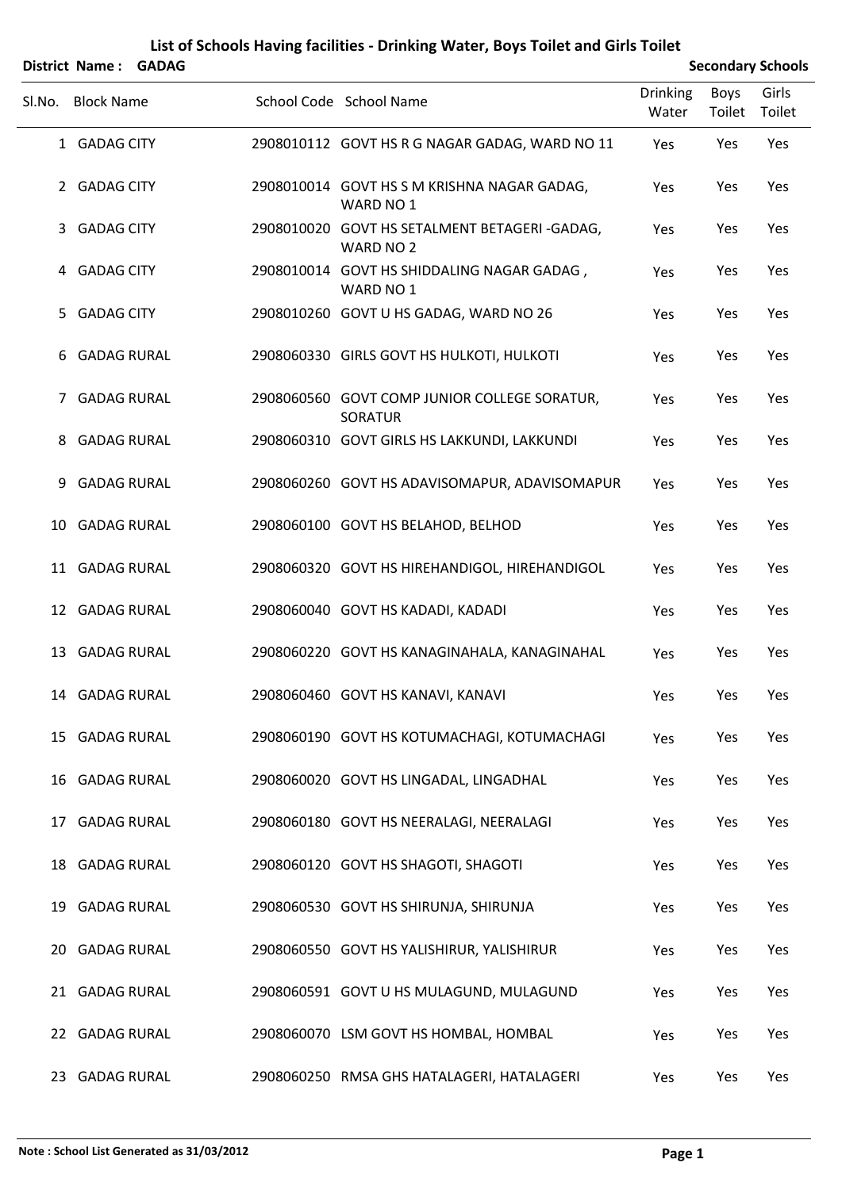# List of Schools Having facilities - Drinking Water, Boys Toilet and Girls Toilet

**District Name : GADAG** **Secondary Schools**

| Sl.No. | Block Name | School Code | School Name | Drinking Water | Boys Toilet | Girls Toilet |
|---|---|---|---|---|---|---|
| 1 | GADAG CITY | 2908010112 | GOVT HS R G NAGAR GADAG, WARD NO 11 | Yes | Yes | Yes |
| 2 | GADAG CITY | 2908010014 | GOVT HS S M KRISHNA NAGAR GADAG, WARD NO 1 | Yes | Yes | Yes |
| 3 | GADAG CITY | 2908010020 | GOVT HS SETALMENT BETAGERI -GADAG, WARD NO 2 | Yes | Yes | Yes |
| 4 | GADAG CITY | 2908010014 | GOVT HS SHIDDALING NAGAR GADAG , WARD NO 1 | Yes | Yes | Yes |
| 5 | GADAG CITY | 2908010260 | GOVT U HS GADAG, WARD NO 26 | Yes | Yes | Yes |
| 6 | GADAG RURAL | 2908060330 | GIRLS GOVT HS HULKOTI, HULKOTI | Yes | Yes | Yes |
| 7 | GADAG RURAL | 2908060560 | GOVT COMP JUNIOR COLLEGE SORATUR, SORATUR | Yes | Yes | Yes |
| 8 | GADAG RURAL | 2908060310 | GOVT GIRLS HS LAKKUNDI, LAKKUNDI | Yes | Yes | Yes |
| 9 | GADAG RURAL | 2908060260 | GOVT HS ADAVISOMAPUR, ADAVISOMAPUR | Yes | Yes | Yes |
| 10 | GADAG RURAL | 2908060100 | GOVT HS BELAHOD, BELHOD | Yes | Yes | Yes |
| 11 | GADAG RURAL | 2908060320 | GOVT HS HIREHANDIGOL, HIREHANDIGOL | Yes | Yes | Yes |
| 12 | GADAG RURAL | 2908060040 | GOVT HS KADADI, KADADI | Yes | Yes | Yes |
| 13 | GADAG RURAL | 2908060220 | GOVT HS KANAGINAHALA, KANAGINAHAL | Yes | Yes | Yes |
| 14 | GADAG RURAL | 2908060460 | GOVT HS KANAVI, KANAVI | Yes | Yes | Yes |
| 15 | GADAG RURAL | 2908060190 | GOVT HS KOTUMACHAGI, KOTUMACHAGI | Yes | Yes | Yes |
| 16 | GADAG RURAL | 2908060020 | GOVT HS LINGADAL, LINGADHAL | Yes | Yes | Yes |
| 17 | GADAG RURAL | 2908060180 | GOVT HS NEERALAGI, NEERALAGI | Yes | Yes | Yes |
| 18 | GADAG RURAL | 2908060120 | GOVT HS SHAGOTI, SHAGOTI | Yes | Yes | Yes |
| 19 | GADAG RURAL | 2908060530 | GOVT HS SHIRUNJA, SHIRUNJA | Yes | Yes | Yes |
| 20 | GADAG RURAL | 2908060550 | GOVT HS YALISHIRUR, YALISHIRUR | Yes | Yes | Yes |
| 21 | GADAG RURAL | 2908060591 | GOVT U HS MULAGUND, MULAGUND | Yes | Yes | Yes |
| 22 | GADAG RURAL | 2908060070 | LSM GOVT HS HOMBAL, HOMBAL | Yes | Yes | Yes |
| 23 | GADAG RURAL | 2908060250 | RMSA GHS HATALAGERI, HATALAGERI | Yes | Yes | Yes |

**Note : School List Generated as 31/03/2012**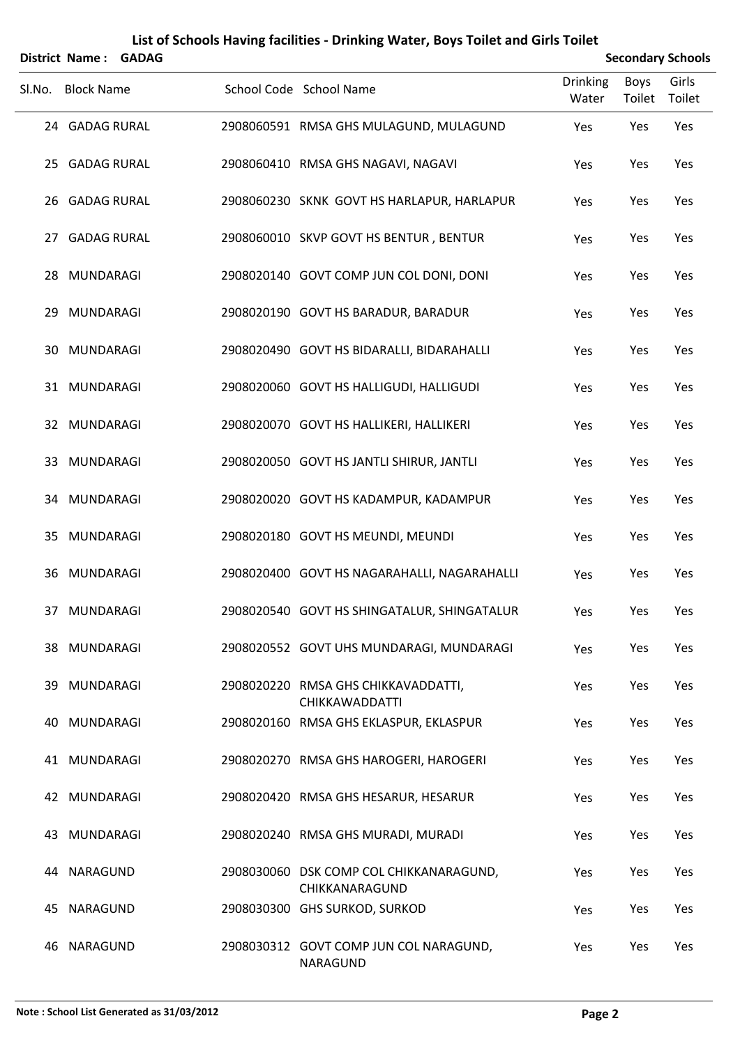# List of Schools Having facilities - Drinking Water, Boys Toilet and Girls Toilet

**District Name : GADAG** **Secondary Schools**

| Sl.No. | Block Name | School Code | School Name | Drinking Water | Boys Toilet | Girls Toilet |
|---|---|---|---|---|---|---|
| 24 | GADAG RURAL | 2908060591 | RMSA GHS MULAGUND, MULAGUND | Yes | Yes | Yes |
| 25 | GADAG RURAL | 2908060410 | RMSA GHS NAGAVI, NAGAVI | Yes | Yes | Yes |
| 26 | GADAG RURAL | 2908060230 | SKNK GOVT HS HARLAPUR, HARLAPUR | Yes | Yes | Yes |
| 27 | GADAG RURAL | 2908060010 | SKVP GOVT HS BENTUR , BENTUR | Yes | Yes | Yes |
| 28 | MUNDARAGI | 2908020140 | GOVT COMP JUN COL DONI, DONI | Yes | Yes | Yes |
| 29 | MUNDARAGI | 2908020190 | GOVT HS BARADUR, BARADUR | Yes | Yes | Yes |
| 30 | MUNDARAGI | 2908020490 | GOVT HS BIDARALLI, BIDARAHALLI | Yes | Yes | Yes |
| 31 | MUNDARAGI | 2908020060 | GOVT HS HALLIGUDI, HALLIGUDI | Yes | Yes | Yes |
| 32 | MUNDARAGI | 2908020070 | GOVT HS HALLIKERI, HALLIKERI | Yes | Yes | Yes |
| 33 | MUNDARAGI | 2908020050 | GOVT HS JANTLI SHIRUR, JANTLI | Yes | Yes | Yes |
| 34 | MUNDARAGI | 2908020020 | GOVT HS KADAMPUR, KADAMPUR | Yes | Yes | Yes |
| 35 | MUNDARAGI | 2908020180 | GOVT HS MEUNDI, MEUNDI | Yes | Yes | Yes |
| 36 | MUNDARAGI | 2908020400 | GOVT HS NAGARAHALLI, NAGARAHALLI | Yes | Yes | Yes |
| 37 | MUNDARAGI | 2908020540 | GOVT HS SHINGATALUR, SHINGATALUR | Yes | Yes | Yes |
| 38 | MUNDARAGI | 2908020552 | GOVT UHS MUNDARAGI, MUNDARAGI | Yes | Yes | Yes |
| 39 | MUNDARAGI | 2908020220 | RMSA GHS CHIKKAVADDATTI, CHIKKAWADDATTI | Yes | Yes | Yes |
| 40 | MUNDARAGI | 2908020160 | RMSA GHS EKLASPUR, EKLASPUR | Yes | Yes | Yes |
| 41 | MUNDARAGI | 2908020270 | RMSA GHS HAROGERI, HAROGERI | Yes | Yes | Yes |
| 42 | MUNDARAGI | 2908020420 | RMSA GHS HESARUR, HESARUR | Yes | Yes | Yes |
| 43 | MUNDARAGI | 2908020240 | RMSA GHS MURADI, MURADI | Yes | Yes | Yes |
| 44 | NARAGUND | 2908030060 | DSK COMP COL CHIKKANARAGUND, CHIKKANARAGUND | Yes | Yes | Yes |
| 45 | NARAGUND | 2908030300 | GHS SURKOD, SURKOD | Yes | Yes | Yes |
| 46 | NARAGUND | 2908030312 | GOVT COMP JUN COL NARAGUND, NARAGUND | Yes | Yes | Yes |

**Note : School List Generated as 31/03/2012**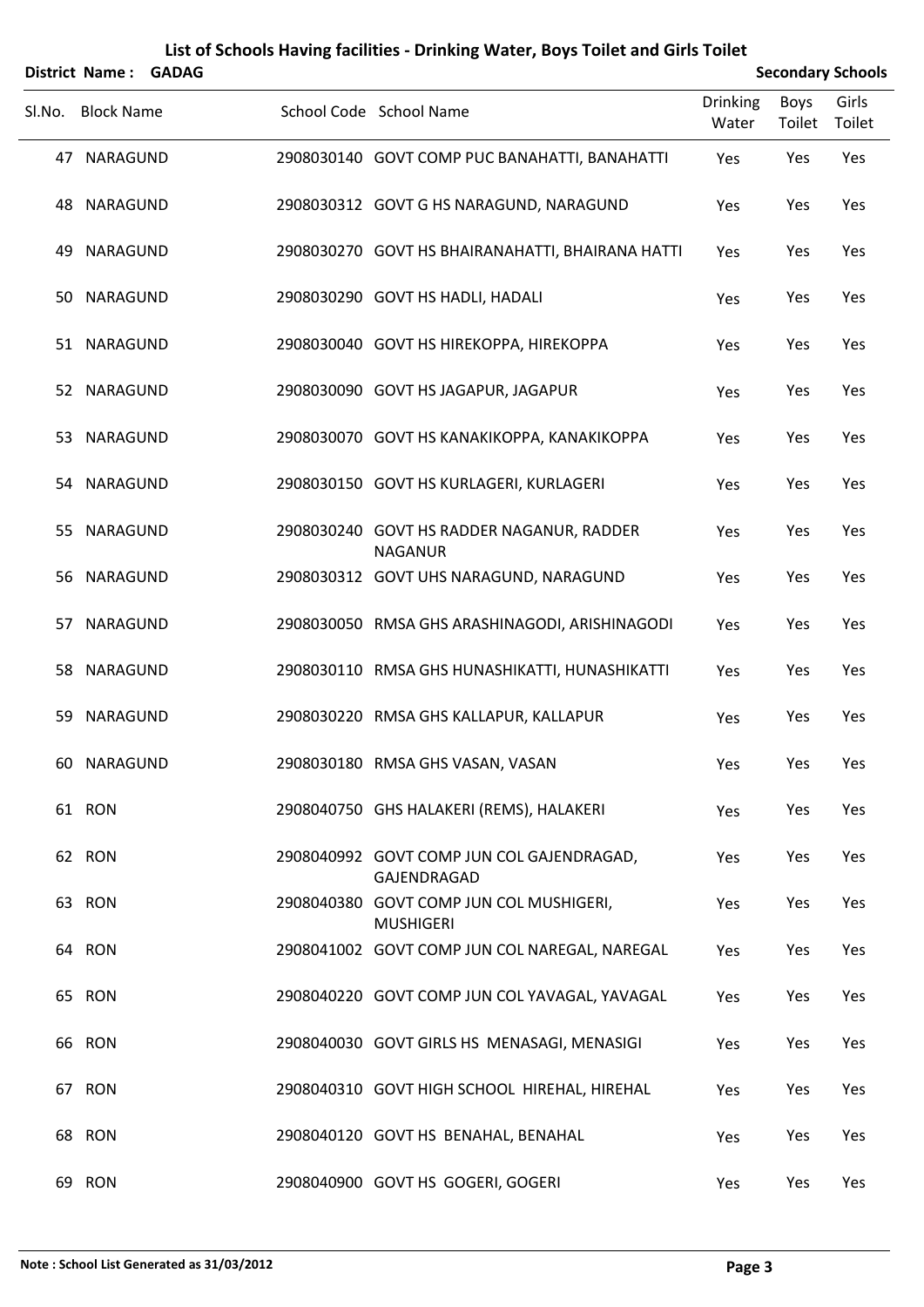# List of Schools Having facilities - Drinking Water, Boys Toilet and Girls Toilet

**District Name : GADAG** **Secondary Schools**

| Sl.No. | Block Name | School Code | School Name | Drinking Water | Boys Toilet | Girls Toilet |
|---|---|---|---|---|---|---|
| 47 | NARAGUND | 2908030140 | GOVT COMP PUC BANAHATTI, BANAHATTI | Yes | Yes | Yes |
| 48 | NARAGUND | 2908030312 | GOVT G HS NARAGUND, NARAGUND | Yes | Yes | Yes |
| 49 | NARAGUND | 2908030270 | GOVT HS BHAIRANAHATTI, BHAIRANA HATTI | Yes | Yes | Yes |
| 50 | NARAGUND | 2908030290 | GOVT HS HADLI, HADALI | Yes | Yes | Yes |
| 51 | NARAGUND | 2908030040 | GOVT HS HIREKOPPA, HIREKOPPA | Yes | Yes | Yes |
| 52 | NARAGUND | 2908030090 | GOVT HS JAGAPUR, JAGAPUR | Yes | Yes | Yes |
| 53 | NARAGUND | 2908030070 | GOVT HS KANAKIKOPPA, KANAKIKOPPA | Yes | Yes | Yes |
| 54 | NARAGUND | 2908030150 | GOVT HS KURLAGERI, KURLAGERI | Yes | Yes | Yes |
| 55 | NARAGUND | 2908030240 | GOVT HS RADDER NAGANUR, RADDER NAGANUR | Yes | Yes | Yes |
| 56 | NARAGUND | 2908030312 | GOVT UHS NARAGUND, NARAGUND | Yes | Yes | Yes |
| 57 | NARAGUND | 2908030050 | RMSA GHS ARASHINAGODI, ARISHINAGODI | Yes | Yes | Yes |
| 58 | NARAGUND | 2908030110 | RMSA GHS HUNASHIKATTI, HUNASHIKATTI | Yes | Yes | Yes |
| 59 | NARAGUND | 2908030220 | RMSA GHS KALLAPUR, KALLAPUR | Yes | Yes | Yes |
| 60 | NARAGUND | 2908030180 | RMSA GHS VASAN, VASAN | Yes | Yes | Yes |
| 61 | RON | 2908040750 | GHS HALAKERI (REMS), HALAKERI | Yes | Yes | Yes |
| 62 | RON | 2908040992 | GOVT COMP JUN COL GAJENDRAGAD, GAJENDRAGAD | Yes | Yes | Yes |
| 63 | RON | 2908040380 | GOVT COMP JUN COL MUSHIGERI, MUSHIGERI | Yes | Yes | Yes |
| 64 | RON | 2908041002 | GOVT COMP JUN COL NAREGAL, NAREGAL | Yes | Yes | Yes |
| 65 | RON | 2908040220 | GOVT COMP JUN COL YAVAGAL, YAVAGAL | Yes | Yes | Yes |
| 66 | RON | 2908040030 | GOVT GIRLS HS MENASAGI, MENASIGI | Yes | Yes | Yes |
| 67 | RON | 2908040310 | GOVT HIGH SCHOOL HIREHAL, HIREHAL | Yes | Yes | Yes |
| 68 | RON | 2908040120 | GOVT HS BENAHAL, BENAHAL | Yes | Yes | Yes |
| 69 | RON | 2908040900 | GOVT HS GOGERI, GOGERI | Yes | Yes | Yes |

**Note : School List Generated as 31/03/2012**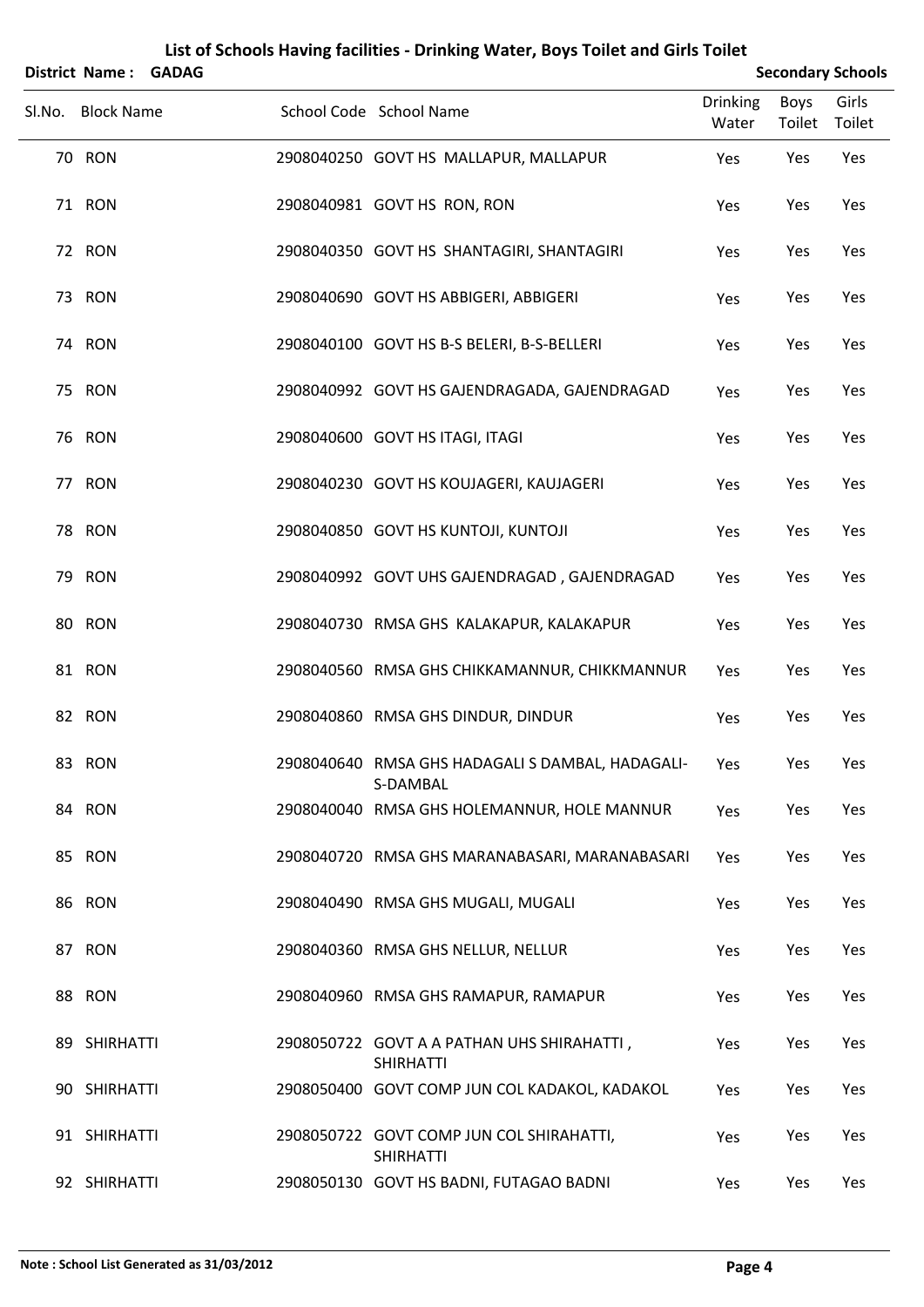# List of Schools Having facilities - Drinking Water, Boys Toilet and Girls Toilet

**District Name : GADAG** **Secondary Schools**

| Sl.No. | Block Name | School Code | School Name | Drinking Water | Boys Toilet | Girls Toilet |
|---|---|---|---|---|---|---|
| 70 | RON | 2908040250 | GOVT HS MALLAPUR, MALLAPUR | Yes | Yes | Yes |
| 71 | RON | 2908040981 | GOVT HS RON, RON | Yes | Yes | Yes |
| 72 | RON | 2908040350 | GOVT HS SHANTAGIRI, SHANTAGIRI | Yes | Yes | Yes |
| 73 | RON | 2908040690 | GOVT HS ABBIGERI, ABBIGERI | Yes | Yes | Yes |
| 74 | RON | 2908040100 | GOVT HS B-S BELERI, B-S-BELLERI | Yes | Yes | Yes |
| 75 | RON | 2908040992 | GOVT HS GAJENDRAGADA, GAJENDRAGAD | Yes | Yes | Yes |
| 76 | RON | 2908040600 | GOVT HS ITAGI, ITAGI | Yes | Yes | Yes |
| 77 | RON | 2908040230 | GOVT HS KOUJAGERI, KAUJAGERI | Yes | Yes | Yes |
| 78 | RON | 2908040850 | GOVT HS KUNTOJI, KUNTOJI | Yes | Yes | Yes |
| 79 | RON | 2908040992 | GOVT UHS GAJENDRAGAD , GAJENDRAGAD | Yes | Yes | Yes |
| 80 | RON | 2908040730 | RMSA GHS KALAKAPUR, KALAKAPUR | Yes | Yes | Yes |
| 81 | RON | 2908040560 | RMSA GHS CHIKKAMANNUR, CHIKKMANNUR | Yes | Yes | Yes |
| 82 | RON | 2908040860 | RMSA GHS DINDUR, DINDUR | Yes | Yes | Yes |
| 83 | RON | 2908040640 | RMSA GHS HADAGALI S DAMBAL, HADAGALI-S-DAMBAL | Yes | Yes | Yes |
| 84 | RON | 2908040040 | RMSA GHS HOLEMANNUR, HOLE MANNUR | Yes | Yes | Yes |
| 85 | RON | 2908040720 | RMSA GHS MARANABASARI, MARANABASARI | Yes | Yes | Yes |
| 86 | RON | 2908040490 | RMSA GHS MUGALI, MUGALI | Yes | Yes | Yes |
| 87 | RON | 2908040360 | RMSA GHS NELLUR, NELLUR | Yes | Yes | Yes |
| 88 | RON | 2908040960 | RMSA GHS RAMAPUR, RAMAPUR | Yes | Yes | Yes |
| 89 | SHIRHATTI | 2908050722 | GOVT A A PATHAN UHS SHIRAHATTI , SHIRHATTI | Yes | Yes | Yes |
| 90 | SHIRHATTI | 2908050400 | GOVT COMP JUN COL KADAKOL, KADAKOL | Yes | Yes | Yes |
| 91 | SHIRHATTI | 2908050722 | GOVT COMP JUN COL SHIRAHATTI, SHIRHATTI | Yes | Yes | Yes |
| 92 | SHIRHATTI | 2908050130 | GOVT HS BADNI, FUTAGAO BADNI | Yes | Yes | Yes |

**Note : School List Generated as 31/03/2012**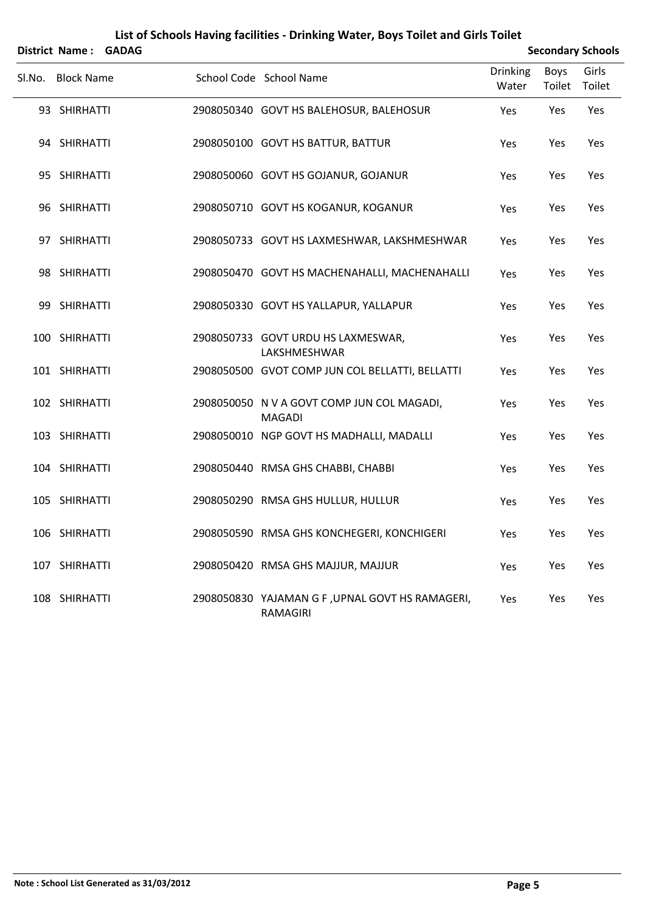# List of Schools Having facilities - Drinking Water, Boys Toilet and Girls Toilet

**District Name : GADAG** **Secondary Schools**

| Sl.No. | Block Name | School Code | School Name | Drinking Water | Boys Toilet | Girls Toilet |
|---|---|---|---|---|---|---|
| 93 | SHIRHATTI | 2908050340 | GOVT HS BALEHOSUR, BALEHOSUR | Yes | Yes | Yes |
| 94 | SHIRHATTI | 2908050100 | GOVT HS BATTUR, BATTUR | Yes | Yes | Yes |
| 95 | SHIRHATTI | 2908050060 | GOVT HS GOJANUR, GOJANUR | Yes | Yes | Yes |
| 96 | SHIRHATTI | 2908050710 | GOVT HS KOGANUR, KOGANUR | Yes | Yes | Yes |
| 97 | SHIRHATTI | 2908050733 | GOVT HS LAXMESHWAR, LAKSHMESHWAR | Yes | Yes | Yes |
| 98 | SHIRHATTI | 2908050470 | GOVT HS MACHENAHALLI, MACHENAHALLI | Yes | Yes | Yes |
| 99 | SHIRHATTI | 2908050330 | GOVT HS YALLAPUR, YALLAPUR | Yes | Yes | Yes |
| 100 | SHIRHATTI | 2908050733 | GOVT URDU HS LAXMESWAR, LAKSHMESHWAR | Yes | Yes | Yes |
| 101 | SHIRHATTI | 2908050500 | GVOT COMP JUN COL BELLATTI, BELLATTI | Yes | Yes | Yes |
| 102 | SHIRHATTI | 2908050050 | N V A GOVT COMP JUN COL MAGADI, MAGADI | Yes | Yes | Yes |
| 103 | SHIRHATTI | 2908050010 | NGP GOVT HS MADHALLI, MADALLI | Yes | Yes | Yes |
| 104 | SHIRHATTI | 2908050440 | RMSA GHS CHABBI, CHABBI | Yes | Yes | Yes |
| 105 | SHIRHATTI | 2908050290 | RMSA GHS HULLUR, HULLUR | Yes | Yes | Yes |
| 106 | SHIRHATTI | 2908050590 | RMSA GHS KONCHEGERI, KONCHIGERI | Yes | Yes | Yes |
| 107 | SHIRHATTI | 2908050420 | RMSA GHS MAJJUR, MAJJUR | Yes | Yes | Yes |
| 108 | SHIRHATTI | 2908050830 | YAJAMAN G F ,UPNAL GOVT HS RAMAGERI, RAMAGIRI | Yes | Yes | Yes |

**Note : School List Generated as 31/03/2012**